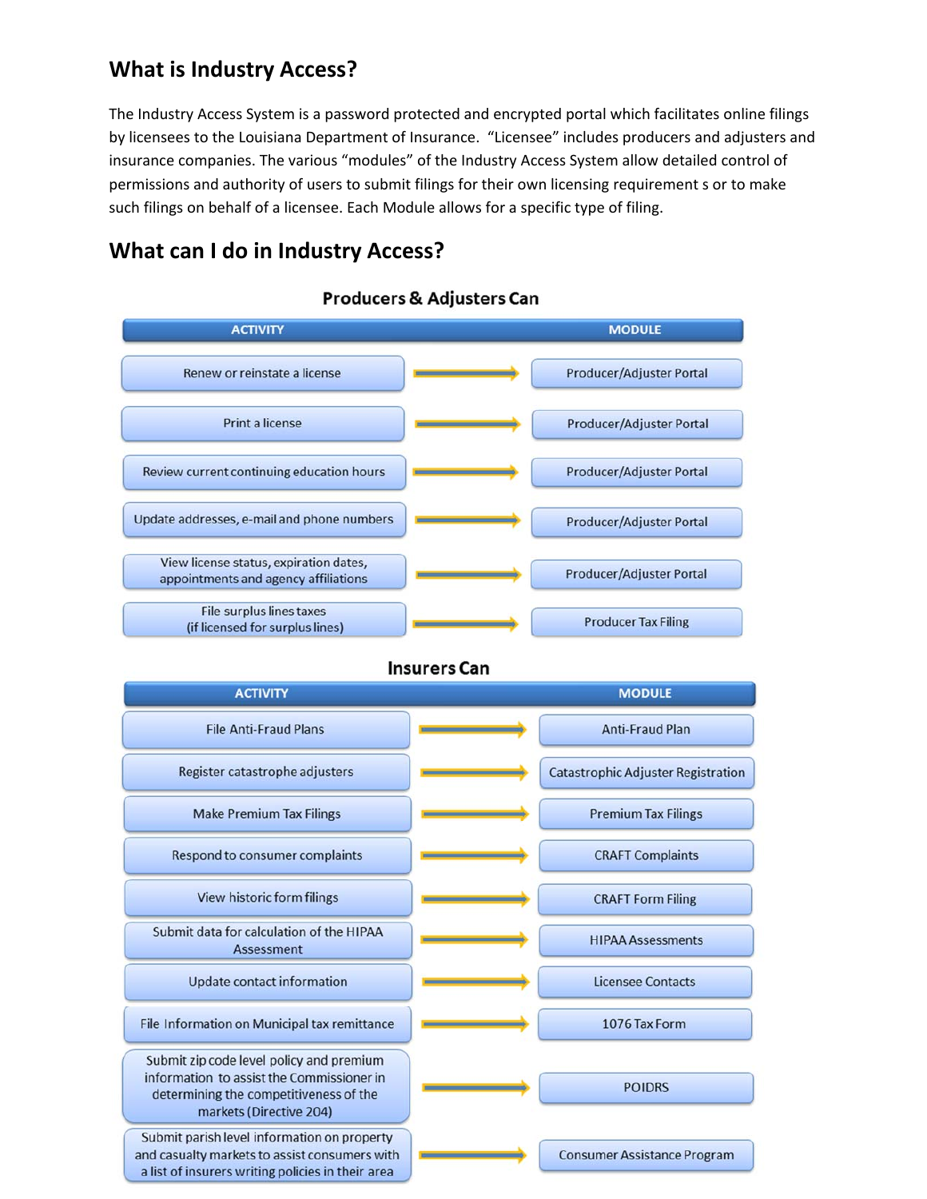## What is Industry Access?

The Industry Access System is a password protected and encrypted portal which facilitates online filings by licensees to the Louisiana Department of Insurance. "Licensee" includes producers and adjusters and insurance companies. The various "modules" of the Industry Access System allow detailed control of permissions and authority of users to submit filings for their own licensing requirement s or to make such filings on behalf of a licensee. Each Module allows for a specific type of filing.

## What can I do in Industry Access?

### Producers & Adjusters Can

| ACTIVITY | MODULE |
|---|---|
| Renew or reinstate a license | Producer/Adjuster Portal |
| Print a license | Producer/Adjuster Portal |
| Review current continuing education hours | Producer/Adjuster Portal |
| Update addresses, e-mail and phone numbers | Producer/Adjuster Portal |
| View license status, expiration dates, appointments and agency affiliations | Producer/Adjuster Portal |
| File surplus lines taxes (if licensed for surplus lines) | Producer Tax Filing |

### Insurers Can

| ACTIVITY | MODULE |
|---|---|
| File Anti-Fraud Plans | Anti-Fraud Plan |
| Register catastrophe adjusters | Catastrophic Adjuster Registration |
| Make Premium Tax Filings | Premium Tax Filings |
| Respond to consumer complaints | CRAFT Complaints |
| View historic form filings | CRAFT Form Filing |
| Submit data for calculation of the HIPAA Assessment | HIPAA Assessments |
| Update contact information | Licensee Contacts |
| File Information on Municipal tax remittance | 1076 Tax Form |
| Submit zip code level policy and premium information to assist the Commissioner in determining the competitiveness of the markets (Directive 204) | POIDRS |
| Submit parish level information on property and casualty markets to assist consumers with a list of insurers writing policies in their area | Consumer Assistance Program |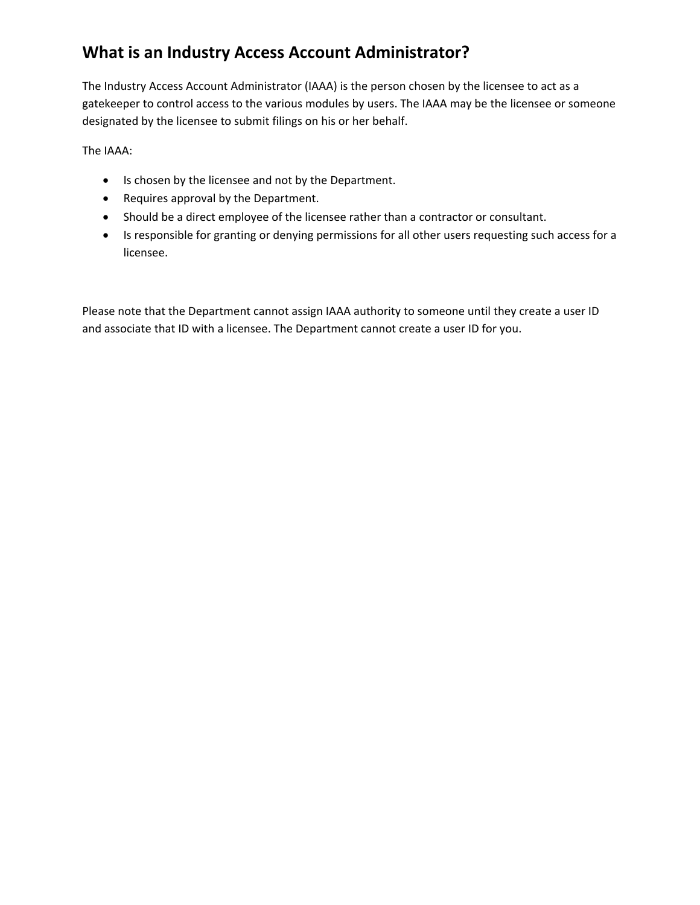## What is an Industry Access Account Administrator?

The Industry Access Account Administrator (IAAA) is the person chosen by the licensee to act as a gatekeeper to control access to the various modules by users. The IAAA may be the licensee or someone designated by the licensee to submit filings on his or her behalf.

The IAAA:

- Is chosen by the licensee and not by the Department.
- Requires approval by the Department.
- Should be a direct employee of the licensee rather than a contractor or consultant.
- Is responsible for granting or denying permissions for all other users requesting such access for a licensee.

Please note that the Department cannot assign IAAA authority to someone until they create a user ID and associate that ID with a licensee. The Department cannot create a user ID for you.